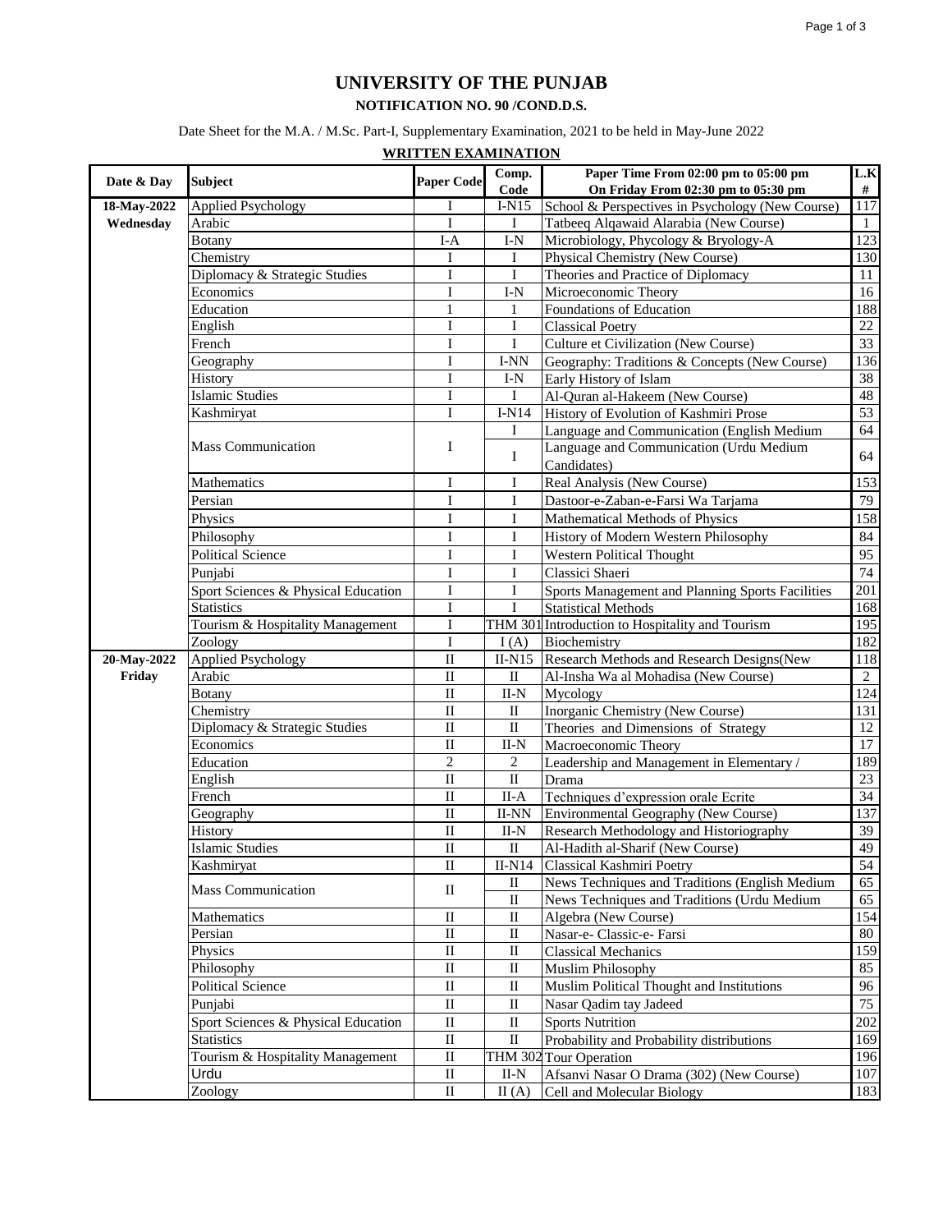# UNIVERSITY OF THE PUNJAB

**NOTIFICATION NO. 90 /COND.D.S.**

Date Sheet for the M.A. / M.Sc. Part-I, Supplementary Examination, 2021 to be held in May-June 2022

**WRITTEN EXAMINATION**

| Date & Day | Subject | Paper Code | Comp. Code | Paper Time From 02:00 pm to 05:00 pm On Friday From 02:30 pm to 05:30 pm | L.K # |
|---|---|---|---|---|---|
| **18-May-2022 Wednesday** | Applied Psychology | I | I-N15 | School & Perspectives in Psychology (New Course) | 117 |
| | Arabic | I | I | Tatbeeq Alqawaid Alarabia (New Course) | 1 |
| | Botany | I-A | I-N | Microbiology, Phycology & Bryology-A | 123 |
| | Chemistry | I | I | Physical Chemistry (New Course) | 130 |
| | Diplomacy & Strategic Studies | I | I | Theories and Practice of Diplomacy | 11 |
| | Economics | I | I-N | Microeconomic Theory | 16 |
| | Education | 1 | 1 | Foundations of Education | 188 |
| | English | I | I | Classical Poetry | 22 |
| | French | I | I | Culture et Civilization (New Course) | 33 |
| | Geography | I | I-NN | Geography: Traditions & Concepts (New Course) | 136 |
| | History | I | I-N | Early History of Islam | 38 |
| | Islamic Studies | I | I | Al-Quran al-Hakeem (New Course) | 48 |
| | Kashmiryat | I | I-N14 | History of Evolution of Kashmiri Prose | 53 |
| | Mass Communication | I | I | Language and Communication (English Medium | 64 |
| | | | I | Language and Communication (Urdu Medium Candidates) | 64 |
| | Mathematics | I | I | Real Analysis (New Course) | 153 |
| | Persian | I | I | Dastoor-e-Zaban-e-Farsi Wa Tarjama | 79 |
| | Physics | I | I | Mathematical Methods of Physics | 158 |
| | Philosophy | I | I | History of Modern Western Philosophy | 84 |
| | Political Science | I | I | Western Political Thought | 95 |
| | Punjabi | I | I | Classici Shaeri | 74 |
| | Sport Sciences & Physical Education | I | I | Sports Management and Planning Sports Facilities | 201 |
| | Statistics | I | I | Statistical Methods | 168 |
| | Tourism & Hospitality Management | I | THM 301 | Introduction to Hospitality and Tourism | 195 |
| | Zoology | I | I (A) | Biochemistry | 182 |
| **20-May-2022 Friday** | Applied Psychology | II | II-N15 | Research Methods and Research Designs(New | 118 |
| | Arabic | II | II | Al-Insha Wa al Mohadisa (New Course) | 2 |
| | Botany | II | II-N | Mycology | 124 |
| | Chemistry | II | II | Inorganic Chemistry (New Course) | 131 |
| | Diplomacy & Strategic Studies | II | II | Theories and Dimensions of Strategy | 12 |
| | Economics | II | II-N | Macroeconomic Theory | 17 |
| | Education | 2 | 2 | Leadership and Management in Elementary / | 189 |
| | English | II | II | Drama | 23 |
| | French | II | II-A | Techniques d'expression orale Ecrite | 34 |
| | Geography | II | II-NN | Environmental Geography (New Course) | 137 |
| | History | II | II-N | Research Methodology and Historiography | 39 |
| | Islamic Studies | II | II | Al-Hadith al-Sharif (New Course) | 49 |
| | Kashmiryat | II | II-N14 | Classical Kashmiri Poetry | 54 |
| | Mass Communication | II | II | News Techniques and Traditions (English Medium | 65 |
| | | | II | News Techniques and Traditions (Urdu Medium | 65 |
| | Mathematics | II | II | Algebra (New Course) | 154 |
| | Persian | II | II | Nasar-e- Classic-e- Farsi | 80 |
| | Physics | II | II | Classical Mechanics | 159 |
| | Philosophy | II | II | Muslim Philosophy | 85 |
| | Political Science | II | II | Muslim Political Thought and Institutions | 96 |
| | Punjabi | II | II | Nasar Qadim tay Jadeed | 75 |
| | Sport Sciences & Physical Education | II | II | Sports Nutrition | 202 |
| | Statistics | II | II | Probability and Probability distributions | 169 |
| | Tourism & Hospitality Management | II | THM 302 | Tour Operation | 196 |
| | Urdu | II | II-N | Afsanvi Nasar O Drama (302) (New Course) | 107 |
| | Zoology | II | II (A) | Cell and Molecular Biology | 183 |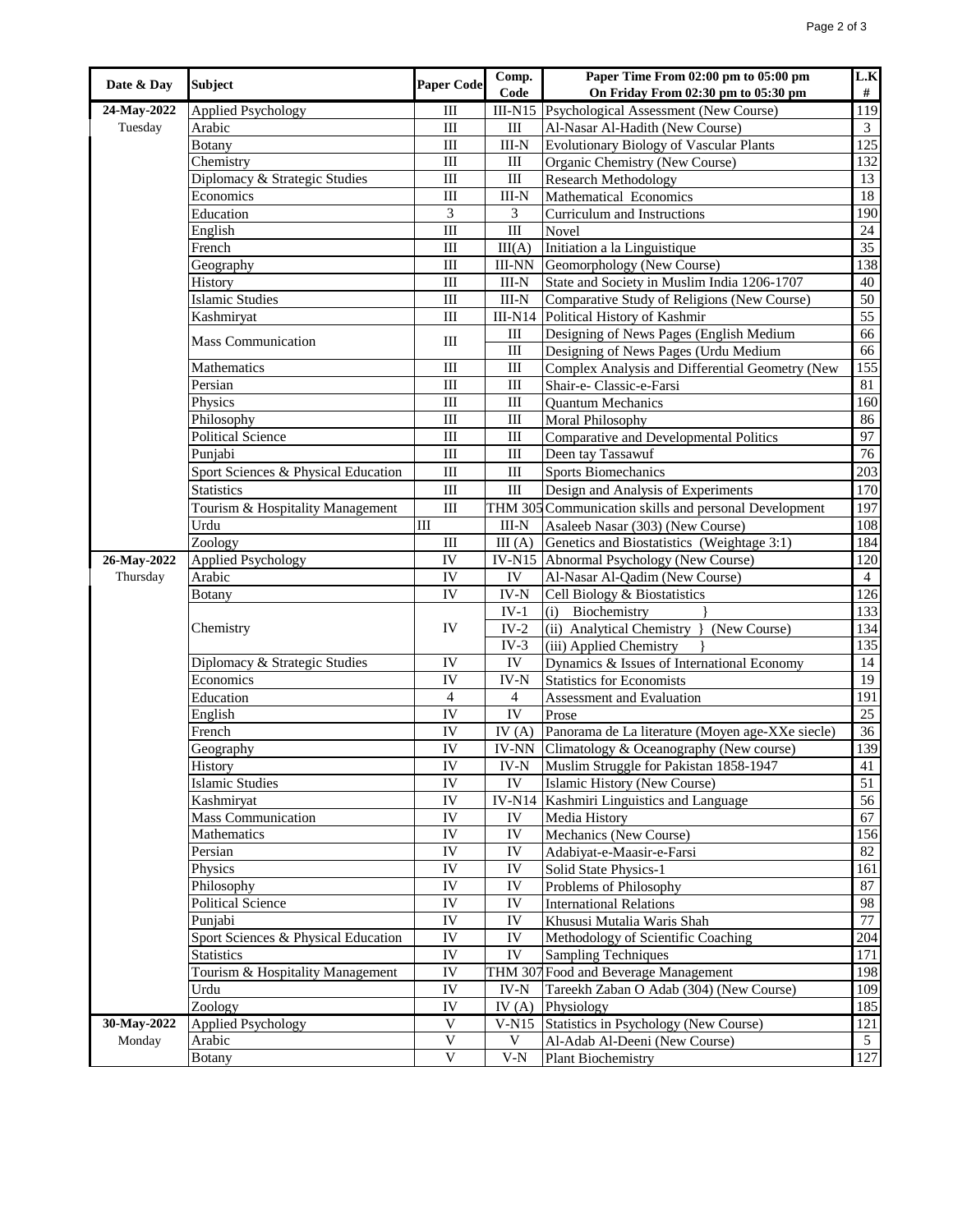| Date & Day | Subject | Paper Code | Comp. Code | Paper Time From 02:00 pm to 05:00 pm On Friday From 02:30 pm to 05:30 pm | L.K # |
|---|---|---|---|---|---|
| 24-May-2022 Tuesday | Applied Psychology | III | III-N15 | Psychological Assessment (New Course) | 119 |
| | Arabic | III | III | Al-Nasar Al-Hadith (New Course) | 3 |
| | Botany | III | III-N | Evolutionary Biology of Vascular Plants | 125 |
| | Chemistry | III | III | Organic Chemistry (New Course) | 132 |
| | Diplomacy & Strategic Studies | III | III | Research Methodology | 13 |
| | Economics | III | III-N | Mathematical Economics | 18 |
| | Education | 3 | 3 | Curriculum and Instructions | 190 |
| | English | III | III | Novel | 24 |
| | French | III | III(A) | Initiation a la Linguistique | 35 |
| | Geography | III | III-NN | Geomorphology (New Course) | 138 |
| | History | III | III-N | State and Society in Muslim India 1206-1707 | 40 |
| | Islamic Studies | III | III-N | Comparative Study of Religions (New Course) | 50 |
| | Kashmiryat | III | III-N14 | Political History of Kashmir | 55 |
| | Mass Communication | III | III | Designing of News Pages (English Medium | 66 |
| | | | III | Designing of News Pages (Urdu Medium | 66 |
| | Mathematics | III | III | Complex Analysis and Differential Geometry (New | 155 |
| | Persian | III | III | Shair-e- Classic-e-Farsi | 81 |
| | Physics | III | III | Quantum Mechanics | 160 |
| | Philosophy | III | III | Moral Philosophy | 86 |
| | Political Science | III | III | Comparative and Developmental Politics | 97 |
| | Punjabi | III | III | Deen tay Tassawuf | 76 |
| | Sport Sciences & Physical Education | III | III | Sports Biomechanics | 203 |
| | Statistics | III | III | Design and Analysis of Experiments | 170 |
| | Tourism & Hospitality Management | III | THM 305 | Communication skills and personal Development | 197 |
| | Urdu | III | III-N | Asaleeb Nasar (303) (New Course) | 108 |
| | Zoology | III | III (A) | Genetics and Biostatistics (Weightage 3:1) | 184 |
| 26-May-2022 Thursday | Applied Psychology | IV | IV-N15 | Abnormal Psychology (New Course) | 120 |
| | Arabic | IV | IV | Al-Nasar Al-Qadim (New Course) | 4 |
| | Botany | IV | IV-N | Cell Biology & Biostatistics | 126 |
| | Chemistry | IV | IV-1 | (i) Biochemistry } | 133 |
| | | | IV-2 | (ii) Analytical Chemistry } (New Course) | 134 |
| | | | IV-3 | (iii) Applied Chemistry } | 135 |
| | Diplomacy & Strategic Studies | IV | IV | Dynamics & Issues of International Economy | 14 |
| | Economics | IV | IV-N | Statistics for Economists | 19 |
| | Education | 4 | 4 | Assessment and Evaluation | 191 |
| | English | IV | IV | Prose | 25 |
| | French | IV | IV (A) | Panorama de La literature (Moyen age-XXe siecle) | 36 |
| | Geography | IV | IV-NN | Climatology & Oceanography (New course) | 139 |
| | History | IV | IV-N | Muslim Struggle for Pakistan 1858-1947 | 41 |
| | Islamic Studies | IV | IV | Islamic History (New Course) | 51 |
| | Kashmiryat | IV | IV-N14 | Kashmiri Linguistics and Language | 56 |
| | Mass Communication | IV | IV | Media History | 67 |
| | Mathematics | IV | IV | Mechanics (New Course) | 156 |
| | Persian | IV | IV | Adabiyat-e-Maasir-e-Farsi | 82 |
| | Physics | IV | IV | Solid State Physics-1 | 161 |
| | Philosophy | IV | IV | Problems of Philosophy | 87 |
| | Political Science | IV | IV | International Relations | 98 |
| | Punjabi | IV | IV | Khususi Mutalia Waris Shah | 77 |
| | Sport Sciences & Physical Education | IV | IV | Methodology of Scientific Coaching | 204 |
| | Statistics | IV | IV | Sampling Techniques | 171 |
| | Tourism & Hospitality Management | IV | THM 307 | Food and Beverage Management | 198 |
| | Urdu | IV | IV-N | Tareekh Zaban O Adab (304) (New Course) | 109 |
| | Zoology | IV | IV (A) | Physiology | 185 |
| 30-May-2022 Monday | Applied Psychology | V | V-N15 | Statistics in Psychology (New Course) | 121 |
| | Arabic | V | V | Al-Adab Al-Deeni (New Course) | 5 |
| | Botany | V | V-N | Plant Biochemistry | 127 |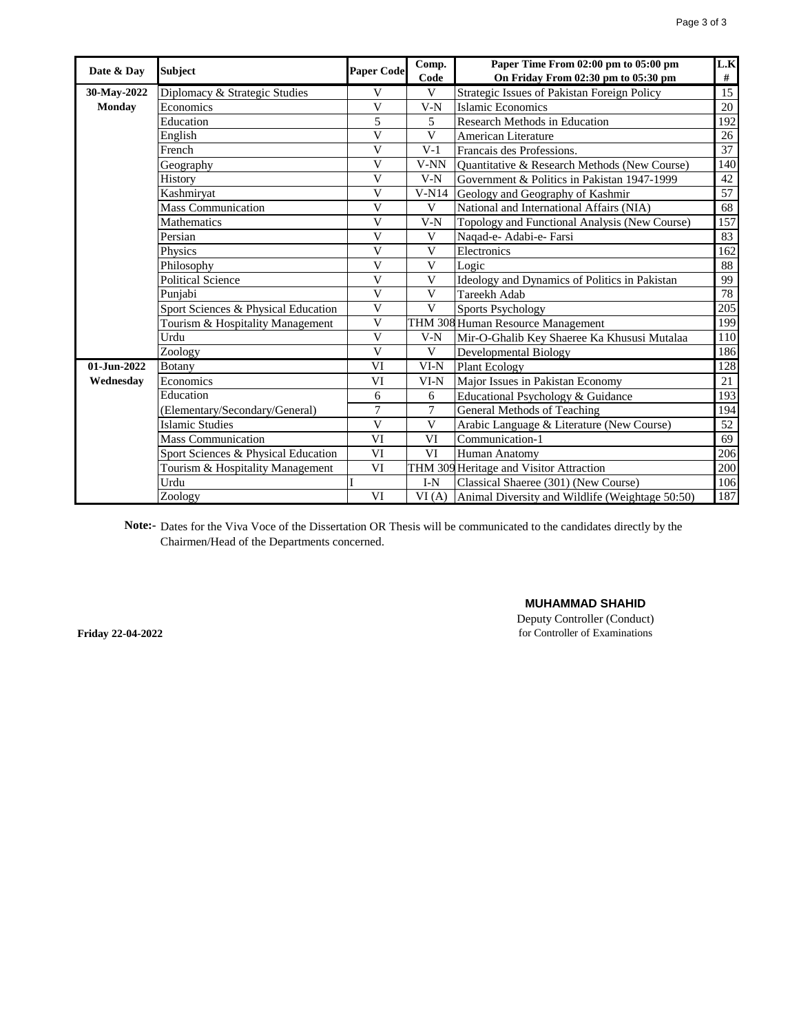| Date & Day | Subject | Paper Code | Comp. Code | Paper Time From 02:00 pm to 05:00 pm On Friday From 02:30 pm to 05:30 pm | L.K # |
|---|---|---|---|---|---|
| **30-May-2022 Monday** | Diplomacy & Strategic Studies | V | V | Strategic Issues of Pakistan Foreign Policy | 15 |
| | Economics | V | V-N | Islamic Economics | 20 |
| | Education | 5 | 5 | Research Methods in Education | 192 |
| | English | V | V | American Literature | 26 |
| | French | V | V-1 | Francais des Professions. | 37 |
| | Geography | V | V-NN | Quantitative & Research Methods (New Course) | 140 |
| | History | V | V-N | Government & Politics in Pakistan 1947-1999 | 42 |
| | Kashmiryat | V | V-N14 | Geology and Geography of Kashmir | 57 |
| | Mass Communication | V | V | National and International Affairs (NIA) | 68 |
| | Mathematics | V | V-N | Topology and Functional Analysis (New Course) | 157 |
| | Persian | V | V | Naqad-e- Adabi-e- Farsi | 83 |
| | Physics | V | V | Electronics | 162 |
| | Philosophy | V | V | Logic | 88 |
| | Political Science | V | V | Ideology and Dynamics of Politics in Pakistan | 99 |
| | Punjabi | V | V | Tareekh Adab | 78 |
| | Sport Sciences & Physical Education | V | V | Sports Psychology | 205 |
| | Tourism & Hospitality Management | V | THM 308 | Human Resource Management | 199 |
| | Urdu | V | V-N | Mir-O-Ghalib Key Shaeree Ka Khususi Mutalaa | 110 |
| | Zoology | V | V | Developmental Biology | 186 |
| **01-Jun-2022 Wednesday** | Botany | VI | VI-N | Plant Ecology | 128 |
| | Economics | VI | VI-N | Major Issues in Pakistan Economy | 21 |
| | Education | 6 | 6 | Educational Psychology & Guidance | 193 |
| | (Elementary/Secondary/General) | 7 | 7 | General Methods of Teaching | 194 |
| | Islamic Studies | V | V | Arabic Language & Literature (New Course) | 52 |
| | Mass Communication | VI | VI | Communication-1 | 69 |
| | Sport Sciences & Physical Education | VI | VI | Human Anatomy | 206 |
| | Tourism & Hospitality Management | VI | THM 309 | Heritage and Visitor Attraction | 200 |
| | Urdu | I | I-N | Classical Shaeree (301) (New Course) | 106 |
| | Zoology | VI | VI (A) | Animal Diversity and Wildlife (Weightage 50:50) | 187 |

**Note:-** Dates for the Viva Voce of the Dissertation OR Thesis will be communicated to the candidates directly by the Chairmen/Head of the Departments concerned.

**MUHAMMAD SHAHID**
Deputy Controller (Conduct)
for Controller of Examinations

**Friday 22-04-2022**